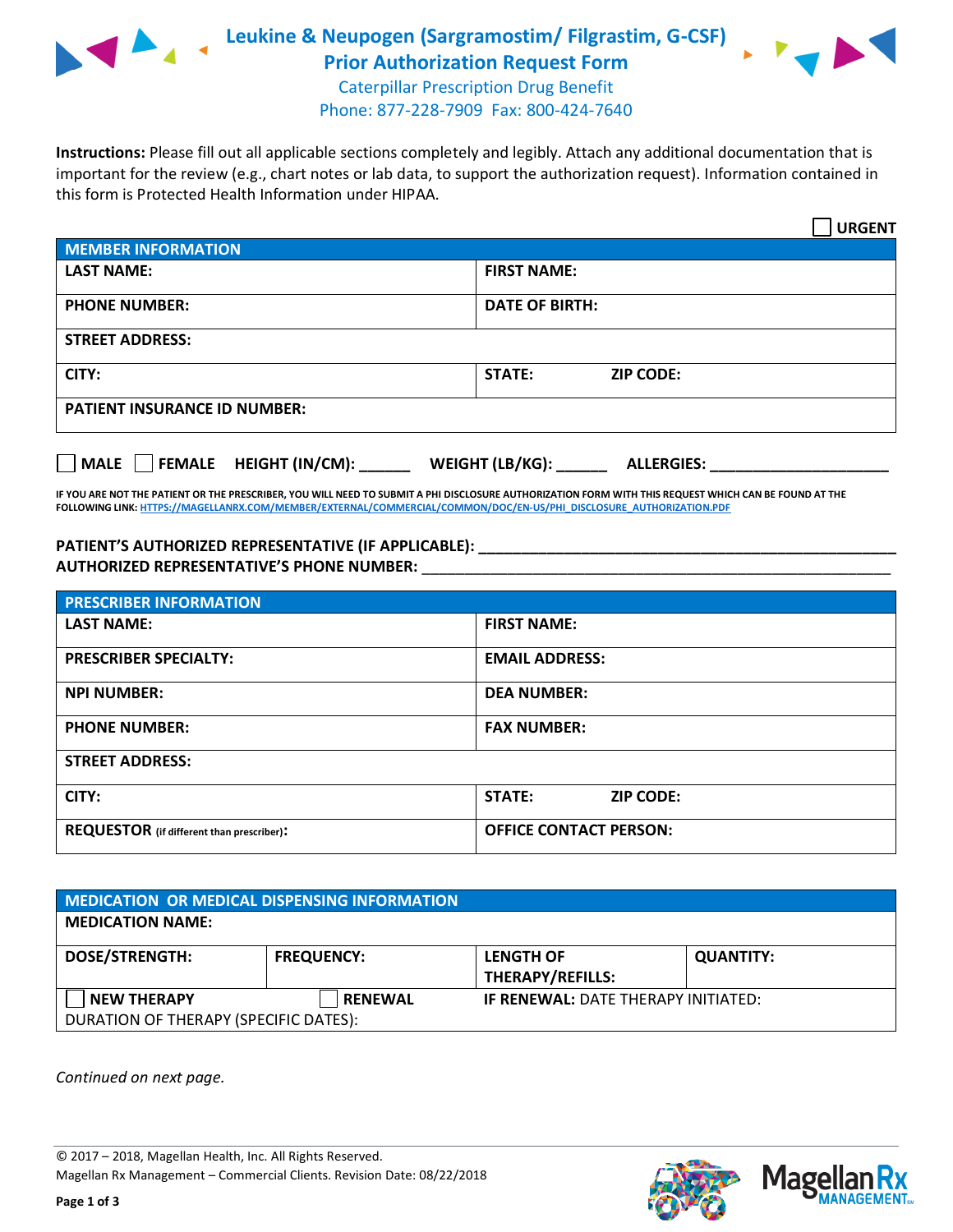# Leukine & Neupogen (Sargramostim/ Filgrastim, G-CSF) Prior Authorization Request Form

Caterpillar Prescription Drug Benefit
Phone: 877-228-7909 Fax: 800-424-7640

**Instructions:** Please fill out all applicable sections completely and legibly. Attach any additional documentation that is important for the review (e.g., chart notes or lab data, to support the authorization request). Information contained in this form is Protected Health Information under HIPAA.

☐ **URGENT**

| **MEMBER INFORMATION** | |
|---|---|
| **LAST NAME:** | **FIRST NAME:** |
| **PHONE NUMBER:** | **DATE OF BIRTH:** |
| **STREET ADDRESS:** | |
| **CITY:** | **STATE:** **ZIP CODE:** |
| **PATIENT INSURANCE ID NUMBER:** | |

☐ **MALE** ☐ **FEMALE** **HEIGHT (IN/CM):** ______ **WEIGHT (LB/KG):** ______ **ALLERGIES:** ____________________

**IF YOU ARE NOT THE PATIENT OR THE PRESCRIBER, YOU WILL NEED TO SUBMIT A PHI DISCLOSURE AUTHORIZATION FORM WITH THIS REQUEST WHICH CAN BE FOUND AT THE FOLLOWING LINK: HTTPS://MAGELLANRX.COM/MEMBER/EXTERNAL/COMMERCIAL/COMMON/DOC/EN-US/PHI_DISCLOSURE_AUTHORIZATION.PDF**

**PATIENT'S AUTHORIZED REPRESENTATIVE (IF APPLICABLE):** ____________________
**AUTHORIZED REPRESENTATIVE'S PHONE NUMBER:** ____________________

| **PRESCRIBER INFORMATION** | |
|---|---|
| **LAST NAME:** | **FIRST NAME:** |
| **PRESCRIBER SPECIALTY:** | **EMAIL ADDRESS:** |
| **NPI NUMBER:** | **DEA NUMBER:** |
| **PHONE NUMBER:** | **FAX NUMBER:** |
| **STREET ADDRESS:** | |
| **CITY:** | **STATE:** **ZIP CODE:** |
| **REQUESTOR** (if different than prescriber)**:** | **OFFICE CONTACT PERSON:** |

| **MEDICATION OR MEDICAL DISPENSING INFORMATION** | | | |
|---|---|---|---|
| **MEDICATION NAME:** | | | |
| **DOSE/STRENGTH:** | **FREQUENCY:** | **LENGTH OF THERAPY/REFILLS:** | **QUANTITY:** |
| ☐ **NEW THERAPY** | ☐ **RENEWAL** | **IF RENEWAL:** DATE THERAPY INITIATED: | |
| DURATION OF THERAPY (SPECIFIC DATES): | | | |

*Continued on next page.*

© 2017 – 2018, Magellan Health, Inc. All Rights Reserved.
Magellan Rx Management – Commercial Clients. Revision Date: 08/22/2018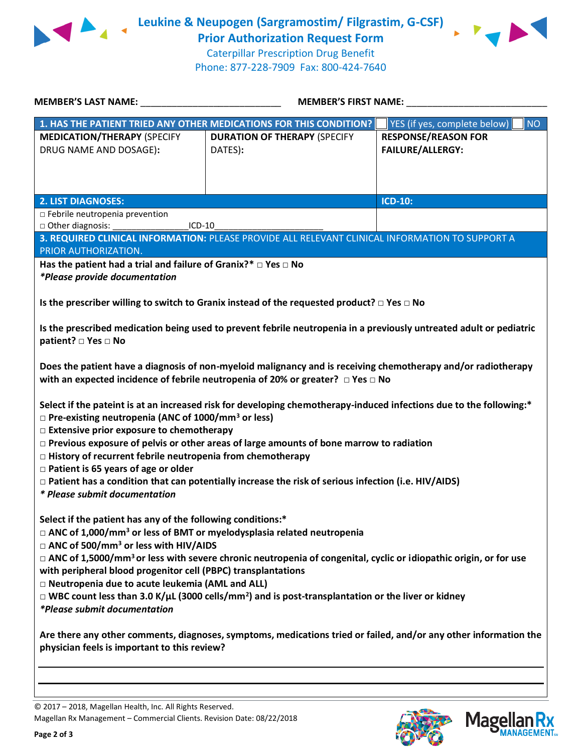# Leukine & Neupogen (Sargramostim/ Filgrastim, G-CSF)
## Prior Authorization Request Form

Caterpillar Prescription Drug Benefit
Phone: 877-228-7909 Fax: 800-424-7640

**MEMBER'S LAST NAME:** ___________________________ **MEMBER'S FIRST NAME:** ___________________________

| **1. HAS THE PATIENT TRIED ANY OTHER MEDICATIONS FOR THIS CONDITION?** | | ☐ YES (if yes, complete below) ☐ NO |
|---|---|---|
| **MEDICATION/THERAPY** (SPECIFY DRUG NAME AND DOSAGE): | **DURATION OF THERAPY** (SPECIFY DATES): | **RESPONSE/REASON FOR FAILURE/ALLERGY:** |
| | | |

| **2. LIST DIAGNOSES:** | **ICD-10:** |
|---|---|
| □ Febrile neutropenia prevention<br>□ Other diagnosis: _______________ICD-10_____________________ | |

**3. REQUIRED CLINICAL INFORMATION:** PLEASE PROVIDE ALL RELEVANT CLINICAL INFORMATION TO SUPPORT A PRIOR AUTHORIZATION.

**Has the patient had a trial and failure of Granix?* □ Yes □ No**
***Please provide documentation***

**Is the prescriber willing to switch to Granix instead of the requested product? □ Yes □ No**

**Is the prescribed medication being used to prevent febrile neutropenia in a previously untreated adult or pediatric patient? □ Yes □ No**

**Does the patient have a diagnosis of non-myeloid malignancy and is receiving chemotherapy and/or radiotherapy with an expected incidence of febrile neutropenia of 20% or greater? □ Yes □ No**

**Select if the pateint is at an increased risk for developing chemotherapy-induced infections due to the following:***
- **□ Pre-existing neutropenia (ANC of 1000/mm³ or less)**
- **□ Extensive prior exposure to chemotherapy**
- **□ Previous exposure of pelvis or other areas of large amounts of bone marrow to radiation**
- **□ History of recurrent febrile neutropenia from chemotherapy**
- **□ Patient is 65 years of age or older**
- **□ Patient has a condition that can potentially increase the risk of serious infection (i.e. HIV/AIDS)**

***\* Please submit documentation***

**Select if the patient has any of the following conditions:***
- **□ ANC of 1,000/mm³ or less of BMT or myelodysplasia related neutropenia**
- **□ ANC of 500/mm³ or less with HIV/AIDS**
- **□ ANC of 1,5000/mm³ or less with severe chronic neutropenia of congenital, cyclic or idiopathic origin, or for use with peripheral blood progenitor cell (PBPC) transplantations**
- **□ Neutropenia due to acute leukemia (AML and ALL)**
- **□ WBC count less than 3.0 K/µL (3000 cells/mm²) and is post-transplantation or the liver or kidney**

***\*Please submit documentation***

**Are there any other comments, diagnoses, symptoms, medications tried or failed, and/or any other information the physician feels is important to this review?**

_______________________________________________________________________________

_______________________________________________________________________________

© 2017 – 2018, Magellan Health, Inc. All Rights Reserved.
Magellan Rx Management – Commercial Clients. Revision Date: 08/22/2018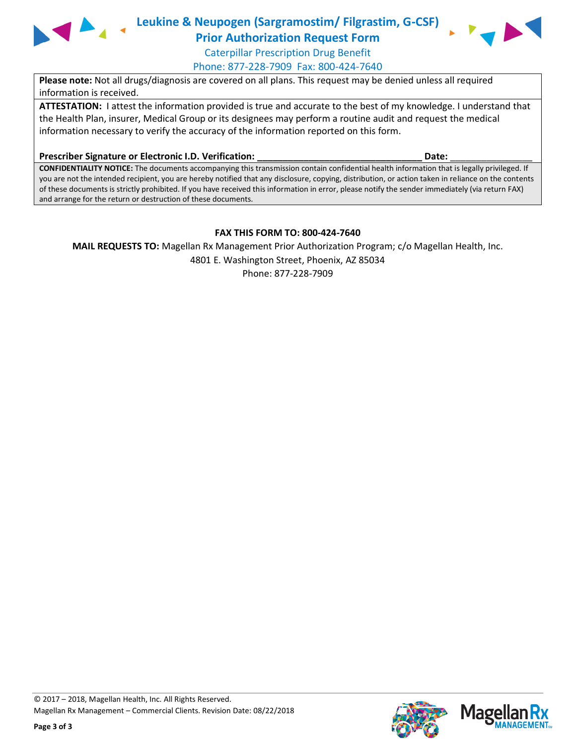# Leukine & Neupogen (Sargramostim/ Filgrastim, G-CSF) Prior Authorization Request Form

Caterpillar Prescription Drug Benefit

Phone: 877-228-7909 Fax: 800-424-7640

**Please note:** Not all drugs/diagnosis are covered on all plans. This request may be denied unless all required information is received.

**ATTESTATION:** I attest the information provided is true and accurate to the best of my knowledge. I understand that the Health Plan, insurer, Medical Group or its designees may perform a routine audit and request the medical information necessary to verify the accuracy of the information reported on this form.

**Prescriber Signature or Electronic I.D. Verification:** ________________________________ **Date:** ________________

**CONFIDENTIALITY NOTICE:** The documents accompanying this transmission contain confidential health information that is legally privileged. If you are not the intended recipient, you are hereby notified that any disclosure, copying, distribution, or action taken in reliance on the contents of these documents is strictly prohibited. If you have received this information in error, please notify the sender immediately (via return FAX) and arrange for the return or destruction of these documents.

**FAX THIS FORM TO: 800-424-7640**

**MAIL REQUESTS TO:** Magellan Rx Management Prior Authorization Program; c/o Magellan Health, Inc.
4801 E. Washington Street, Phoenix, AZ 85034
Phone: 877-228-7909

© 2017 – 2018, Magellan Health, Inc. All Rights Reserved.
Magellan Rx Management – Commercial Clients. Revision Date: 08/22/2018